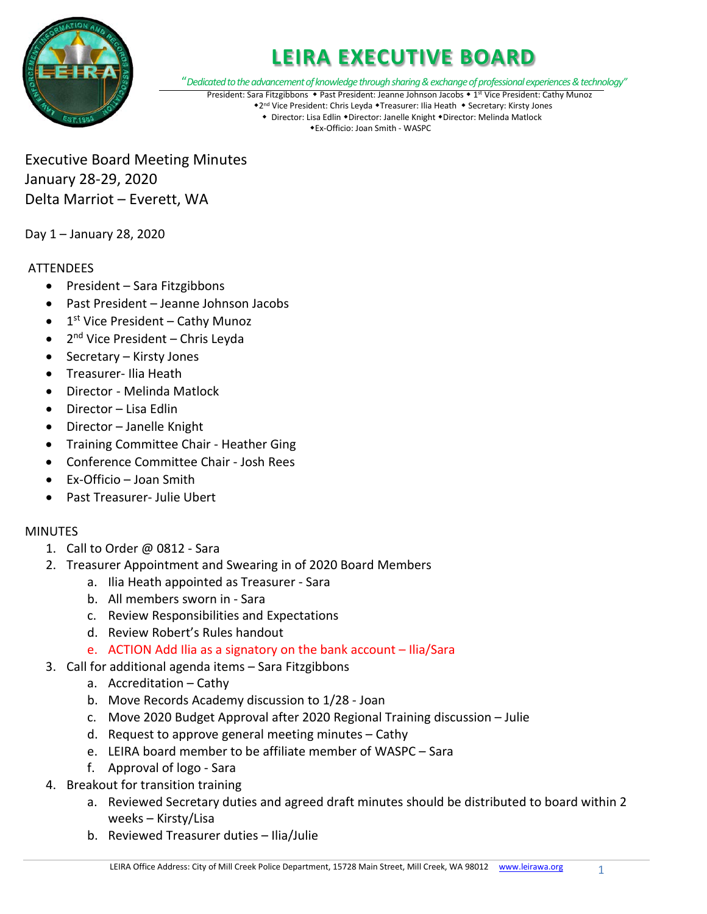# LEIRA EXECUTIVE BOARD

*"Dedicated to the advancement of knowledge through sharing & exchange of professional experiences & technology"*

President: Sara Fitzgibbons ◆ Past President: Jeanne Johnson Jacobs ◆ 1st Vice President: Cathy Munoz
◆2nd Vice President: Chris Leyda ◆Treasurer: Ilia Heath ◆ Secretary: Kirsty Jones
◆ Director: Lisa Edlin ◆Director: Janelle Knight ◆Director: Melinda Matlock
◆Ex-Officio: Joan Smith - WASPC

Executive Board Meeting Minutes
January 28-29, 2020
Delta Marriot – Everett, WA

Day 1 – January 28, 2020

ATTENDEES

- President – Sara Fitzgibbons
- Past President – Jeanne Johnson Jacobs
- 1st Vice President – Cathy Munoz
- 2nd Vice President – Chris Leyda
- Secretary – Kirsty Jones
- Treasurer- Ilia Heath
- Director - Melinda Matlock
- Director – Lisa Edlin
- Director – Janelle Knight
- Training Committee Chair - Heather Ging
- Conference Committee Chair - Josh Rees
- Ex-Officio – Joan Smith
- Past Treasurer- Julie Ubert

MINUTES

1. Call to Order @ 0812 - Sara
2. Treasurer Appointment and Swearing in of 2020 Board Members
   a. Ilia Heath appointed as Treasurer - Sara
   b. All members sworn in - Sara
   c. Review Responsibilities and Expectations
   d. Review Robert's Rules handout
   e. ACTION Add Ilia as a signatory on the bank account – Ilia/Sara
3. Call for additional agenda items – Sara Fitzgibbons
   a. Accreditation – Cathy
   b. Move Records Academy discussion to 1/28 - Joan
   c. Move 2020 Budget Approval after 2020 Regional Training discussion – Julie
   d. Request to approve general meeting minutes – Cathy
   e. LEIRA board member to be affiliate member of WASPC – Sara
   f. Approval of logo - Sara
4. Breakout for transition training
   a. Reviewed Secretary duties and agreed draft minutes should be distributed to board within 2 weeks – Kirsty/Lisa
   b. Reviewed Treasurer duties – Ilia/Julie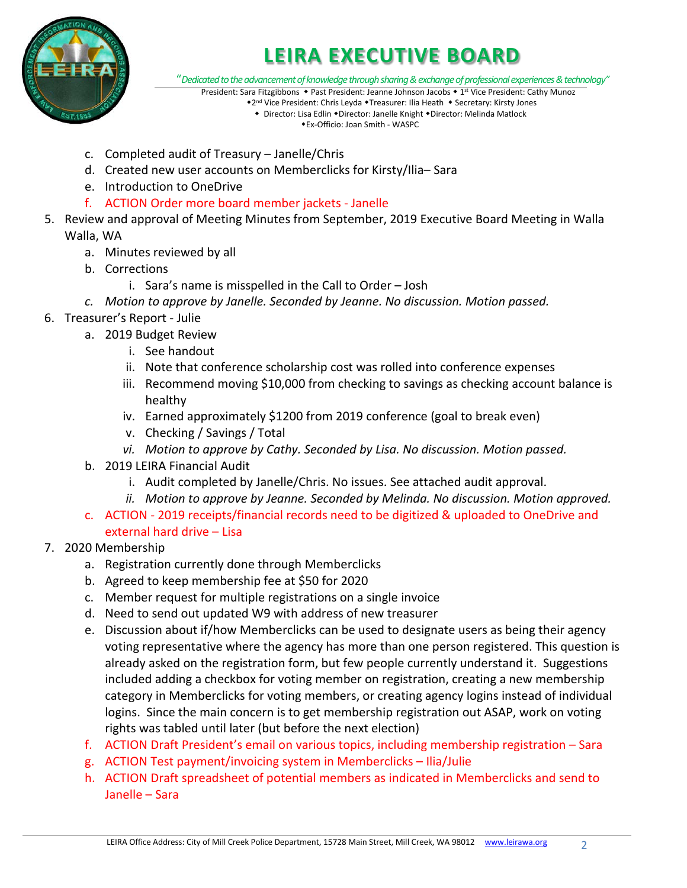# LEIRA EXECUTIVE BOARD

*"Dedicated to the advancement of knowledge through sharing & exchange of professional experiences & technology"*

President: Sara Fitzgibbons ◆ Past President: Jeanne Johnson Jacobs ◆ 1st Vice President: Cathy Munoz
◆2nd Vice President: Chris Leyda ◆Treasurer: Ilia Heath ◆ Secretary: Kirsty Jones
◆ Director: Lisa Edlin ◆Director: Janelle Knight ◆Director: Melinda Matlock
◆Ex-Officio: Joan Smith - WASPC

- c. Completed audit of Treasury – Janelle/Chris
- d. Created new user accounts on Memberclicks for Kirsty/Ilia– Sara
- e. Introduction to OneDrive
- f. ACTION Order more board member jackets - Janelle

5. Review and approval of Meeting Minutes from September, 2019 Executive Board Meeting in Walla Walla, WA
   - a. Minutes reviewed by all
   - b. Corrections
     - i. Sara's name is misspelled in the Call to Order – Josh
   - c. *Motion to approve by Janelle. Seconded by Jeanne. No discussion. Motion passed.*
6. Treasurer's Report - Julie
   - a. 2019 Budget Review
     - i. See handout
     - ii. Note that conference scholarship cost was rolled into conference expenses
     - iii. Recommend moving $10,000 from checking to savings as checking account balance is healthy
     - iv. Earned approximately $1200 from 2019 conference (goal to break even)
     - v. Checking / Savings / Total
     - vi. *Motion to approve by Cathy. Seconded by Lisa. No discussion. Motion passed.*
   - b. 2019 LEIRA Financial Audit
     - i. Audit completed by Janelle/Chris. No issues. See attached audit approval.
     - ii. *Motion to approve by Jeanne. Seconded by Melinda. No discussion. Motion approved.*
   - c. ACTION - 2019 receipts/financial records need to be digitized & uploaded to OneDrive and external hard drive – Lisa
7. 2020 Membership
   - a. Registration currently done through Memberclicks
   - b. Agreed to keep membership fee at $50 for 2020
   - c. Member request for multiple registrations on a single invoice
   - d. Need to send out updated W9 with address of new treasurer
   - e. Discussion about if/how Memberclicks can be used to designate users as being their agency voting representative where the agency has more than one person registered. This question is already asked on the registration form, but few people currently understand it. Suggestions included adding a checkbox for voting member on registration, creating a new membership category in Memberclicks for voting members, or creating agency logins instead of individual logins. Since the main concern is to get membership registration out ASAP, work on voting rights was tabled until later (but before the next election)
   - f. ACTION Draft President's email on various topics, including membership registration – Sara
   - g. ACTION Test payment/invoicing system in Memberclicks – Ilia/Julie
   - h. ACTION Draft spreadsheet of potential members as indicated in Memberclicks and send to Janelle – Sara

LEIRA Office Address: City of Mill Creek Police Department, 15728 Main Street, Mill Creek, WA 98012 www.leirawa.org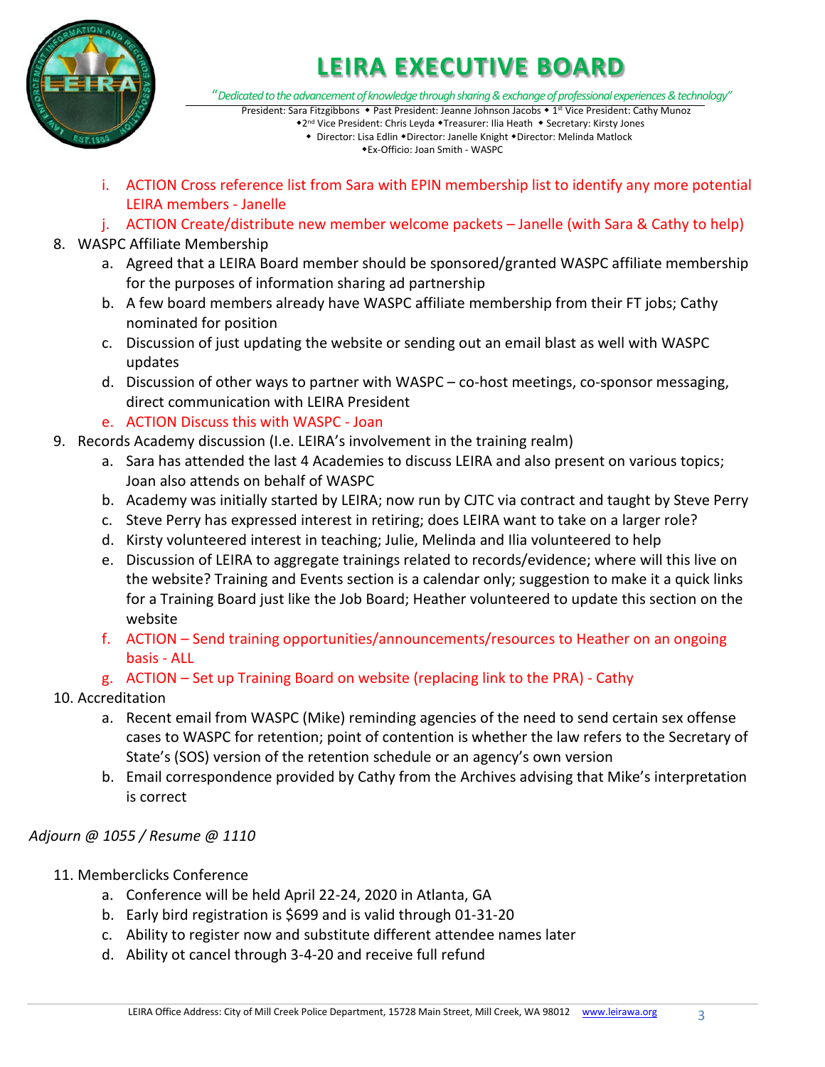# LEIRA EXECUTIVE BOARD

*"Dedicated to the advancement of knowledge through sharing & exchange of professional experiences & technology"*

President: Sara Fitzgibbons ◆ Past President: Jeanne Johnson Jacobs ◆ 1st Vice President: Cathy Munoz
◆2nd Vice President: Chris Leyda ◆Treasurer: Ilia Heath ◆ Secretary: Kirsty Jones
◆ Director: Lisa Edlin ◆Director: Janelle Knight ◆Director: Melinda Matlock
◆Ex-Officio: Joan Smith - WASPC

   i. ACTION Cross reference list from Sara with EPIN membership list to identify any more potential LEIRA members - Janelle
   j. ACTION Create/distribute new member welcome packets – Janelle (with Sara & Cathy to help)

8. WASPC Affiliate Membership
   a. Agreed that a LEIRA Board member should be sponsored/granted WASPC affiliate membership for the purposes of information sharing ad partnership
   b. A few board members already have WASPC affiliate membership from their FT jobs; Cathy nominated for position
   c. Discussion of just updating the website or sending out an email blast as well with WASPC updates
   d. Discussion of other ways to partner with WASPC – co-host meetings, co-sponsor messaging, direct communication with LEIRA President
   e. ACTION Discuss this with WASPC - Joan
9. Records Academy discussion (I.e. LEIRA's involvement in the training realm)
   a. Sara has attended the last 4 Academies to discuss LEIRA and also present on various topics; Joan also attends on behalf of WASPC
   b. Academy was initially started by LEIRA; now run by CJTC via contract and taught by Steve Perry
   c. Steve Perry has expressed interest in retiring; does LEIRA want to take on a larger role?
   d. Kirsty volunteered interest in teaching; Julie, Melinda and Ilia volunteered to help
   e. Discussion of LEIRA to aggregate trainings related to records/evidence; where will this live on the website? Training and Events section is a calendar only; suggestion to make it a quick links for a Training Board just like the Job Board; Heather volunteered to update this section on the website
   f. ACTION – Send training opportunities/announcements/resources to Heather on an ongoing basis - ALL
   g. ACTION – Set up Training Board on website (replacing link to the PRA) - Cathy
10. Accreditation
   a. Recent email from WASPC (Mike) reminding agencies of the need to send certain sex offense cases to WASPC for retention; point of contention is whether the law refers to the Secretary of State's (SOS) version of the retention schedule or an agency's own version
   b. Email correspondence provided by Cathy from the Archives advising that Mike's interpretation is correct

*Adjourn @ 1055 / Resume @ 1110*

11. Memberclicks Conference
   a. Conference will be held April 22-24, 2020 in Atlanta, GA
   b. Early bird registration is $699 and is valid through 01-31-20
   c. Ability to register now and substitute different attendee names later
   d. Ability ot cancel through 3-4-20 and receive full refund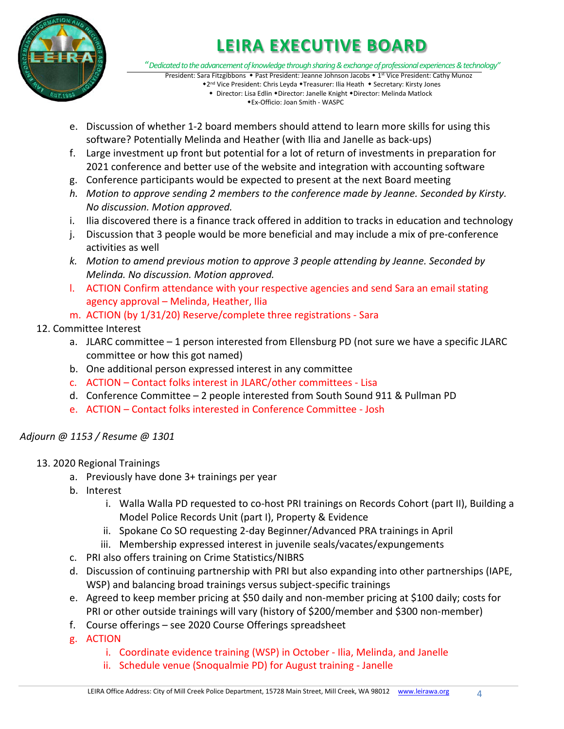e. Discussion of whether 1-2 board members should attend to learn more skills for using this software? Potentially Melinda and Heather (with Ilia and Janelle as back-ups)
f. Large investment up front but potential for a lot of return of investments in preparation for 2021 conference and better use of the website and integration with accounting software
g. Conference participants would be expected to present at the next Board meeting
h. *Motion to approve sending 2 members to the conference made by Jeanne. Seconded by Kirsty. No discussion. Motion approved.*
i. Ilia discovered there is a finance track offered in addition to tracks in education and technology
j. Discussion that 3 people would be more beneficial and may include a mix of pre-conference activities as well
k. *Motion to amend previous motion to approve 3 people attending by Jeanne. Seconded by Melinda. No discussion. Motion approved.*
l. ACTION Confirm attendance with your respective agencies and send Sara an email stating agency approval – Melinda, Heather, Ilia
m. ACTION (by 1/31/20) Reserve/complete three registrations - Sara

12. Committee Interest
    a. JLARC committee – 1 person interested from Ellensburg PD (not sure we have a specific JLARC committee or how this got named)
    b. One additional person expressed interest in any committee
    c. ACTION – Contact folks interest in JLARC/other committees - Lisa
    d. Conference Committee – 2 people interested from South Sound 911 & Pullman PD
    e. ACTION – Contact folks interested in Conference Committee - Josh

*Adjourn @ 1153 / Resume @ 1301*

13. 2020 Regional Trainings
    a. Previously have done 3+ trainings per year
    b. Interest
        i. Walla Walla PD requested to co-host PRI trainings on Records Cohort (part II), Building a Model Police Records Unit (part I), Property & Evidence
        ii. Spokane Co SO requesting 2-day Beginner/Advanced PRA trainings in April
        iii. Membership expressed interest in juvenile seals/vacates/expungements
    c. PRI also offers training on Crime Statistics/NIBRS
    d. Discussion of continuing partnership with PRI but also expanding into other partnerships (IAPE, WSP) and balancing broad trainings versus subject-specific trainings
    e. Agreed to keep member pricing at $50 daily and non-member pricing at $100 daily; costs for PRI or other outside trainings will vary (history of $200/member and $300 non-member)
    f. Course offerings – see 2020 Course Offerings spreadsheet
    g. ACTION
        i. Coordinate evidence training (WSP) in October - Ilia, Melinda, and Janelle
        ii. Schedule venue (Snoqualmie PD) for August training - Janelle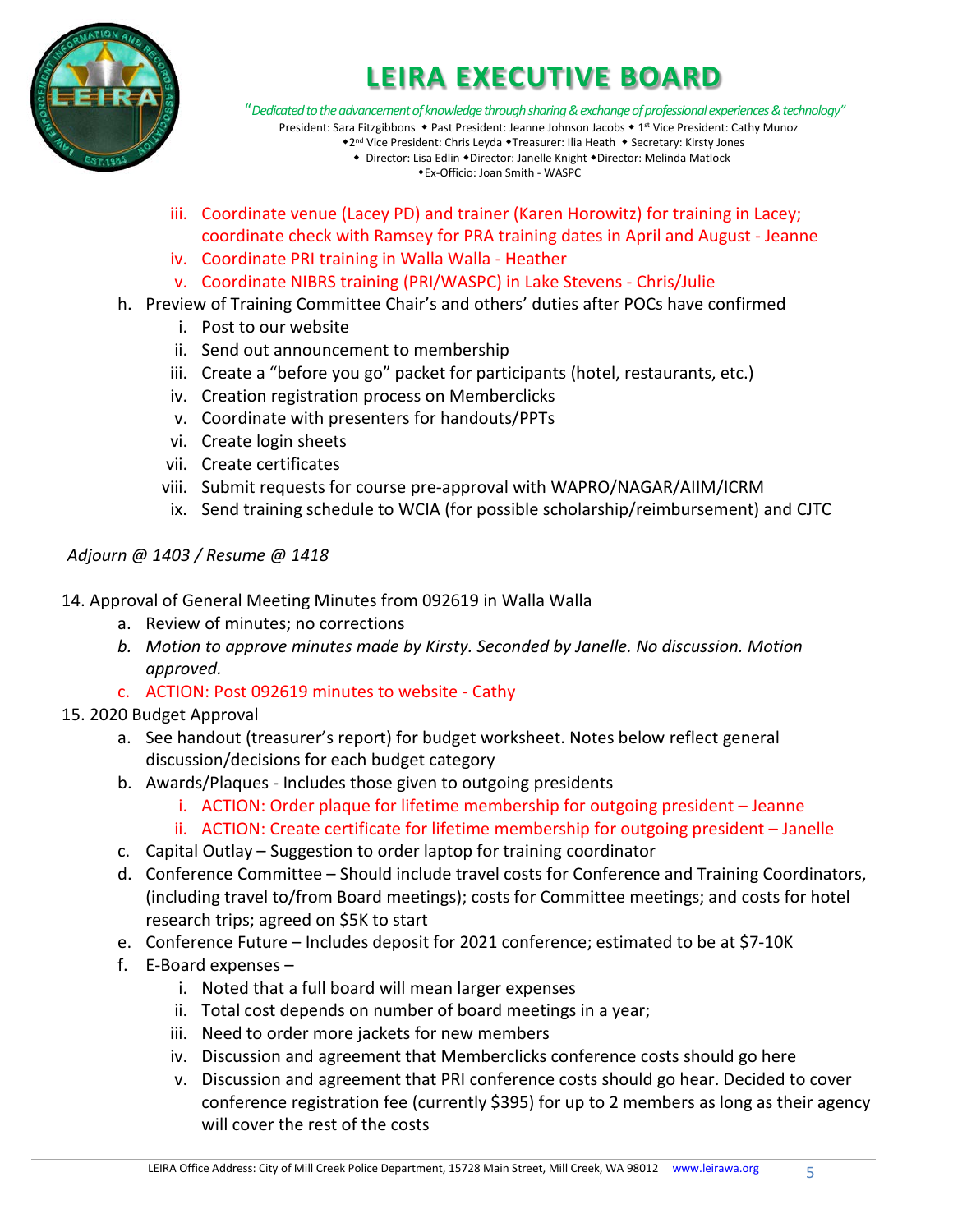iii. Coordinate venue (Lacey PD) and trainer (Karen Horowitz) for training in Lacey; coordinate check with Ramsey for PRA training dates in April and August - Jeanne

iv. Coordinate PRI training in Walla Walla - Heather

v. Coordinate NIBRS training (PRI/WASPC) in Lake Stevens - Chris/Julie

h. Preview of Training Committee Chair's and others' duties after POCs have confirmed

   i. Post to our website
   ii. Send out announcement to membership
   iii. Create a "before you go" packet for participants (hotel, restaurants, etc.)
   iv. Creation registration process on Memberclicks
   v. Coordinate with presenters for handouts/PPTs
   vi. Create login sheets
   vii. Create certificates
   viii. Submit requests for course pre-approval with WAPRO/NAGAR/AIIM/ICRM
   ix. Send training schedule to WCIA (for possible scholarship/reimbursement) and CJTC

*Adjourn @ 1403 / Resume @ 1418*

14. Approval of General Meeting Minutes from 092619 in Walla Walla
   a. Review of minutes; no corrections
   b. *Motion to approve minutes made by Kirsty. Seconded by Janelle. No discussion. Motion approved.*
   c. ACTION: Post 092619 minutes to website - Cathy

15. 2020 Budget Approval
   a. See handout (treasurer's report) for budget worksheet. Notes below reflect general discussion/decisions for each budget category
   b. Awards/Plaques - Includes those given to outgoing presidents
      i. ACTION: Order plaque for lifetime membership for outgoing president – Jeanne
      ii. ACTION: Create certificate for lifetime membership for outgoing president – Janelle
   c. Capital Outlay – Suggestion to order laptop for training coordinator
   d. Conference Committee – Should include travel costs for Conference and Training Coordinators, (including travel to/from Board meetings); costs for Committee meetings; and costs for hotel research trips; agreed on $5K to start
   e. Conference Future – Includes deposit for 2021 conference; estimated to be at $7-10K
   f. E-Board expenses –
      i. Noted that a full board will mean larger expenses
      ii. Total cost depends on number of board meetings in a year;
      iii. Need to order more jackets for new members
      iv. Discussion and agreement that Memberclicks conference costs should go here
      v. Discussion and agreement that PRI conference costs should go hear. Decided to cover conference registration fee (currently $395) for up to 2 members as long as their agency will cover the rest of the costs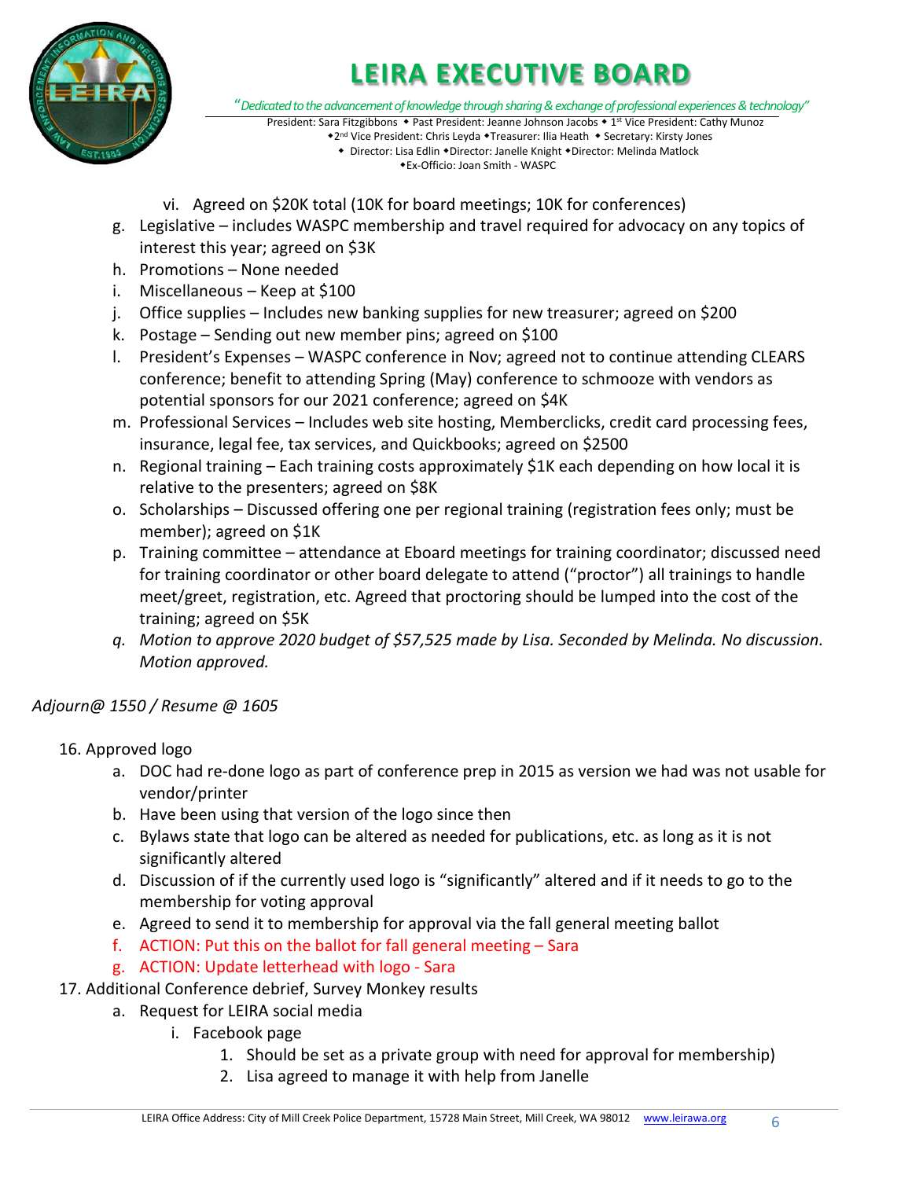vi. Agreed on $20K total (10K for board meetings; 10K for conferences)

g. Legislative – includes WASPC membership and travel required for advocacy on any topics of interest this year; agreed on $3K
h. Promotions – None needed
i. Miscellaneous – Keep at $100
j. Office supplies – Includes new banking supplies for new treasurer; agreed on $200
k. Postage – Sending out new member pins; agreed on $100
l. President's Expenses – WASPC conference in Nov; agreed not to continue attending CLEARS conference; benefit to attending Spring (May) conference to schmooze with vendors as potential sponsors for our 2021 conference; agreed on $4K
m. Professional Services – Includes web site hosting, Memberclicks, credit card processing fees, insurance, legal fee, tax services, and Quickbooks; agreed on $2500
n. Regional training – Each training costs approximately $1K each depending on how local it is relative to the presenters; agreed on $8K
o. Scholarships – Discussed offering one per regional training (registration fees only; must be member); agreed on $1K
p. Training committee – attendance at Eboard meetings for training coordinator; discussed need for training coordinator or other board delegate to attend ("proctor") all trainings to handle meet/greet, registration, etc. Agreed that proctoring should be lumped into the cost of the training; agreed on $5K
q. *Motion to approve 2020 budget of $57,525 made by Lisa. Seconded by Melinda. No discussion. Motion approved.*

*Adjourn@ 1550 / Resume @ 1605*

16. Approved logo
    a. DOC had re-done logo as part of conference prep in 2015 as version we had was not usable for vendor/printer
    b. Have been using that version of the logo since then
    c. Bylaws state that logo can be altered as needed for publications, etc. as long as it is not significantly altered
    d. Discussion of if the currently used logo is "significantly" altered and if it needs to go to the membership for voting approval
    e. Agreed to send it to membership for approval via the fall general meeting ballot
    f. ACTION: Put this on the ballot for fall general meeting – Sara
    g. ACTION: Update letterhead with logo - Sara
17. Additional Conference debrief, Survey Monkey results
    a. Request for LEIRA social media
        i. Facebook page
            1. Should be set as a private group with need for approval for membership)
            2. Lisa agreed to manage it with help from Janelle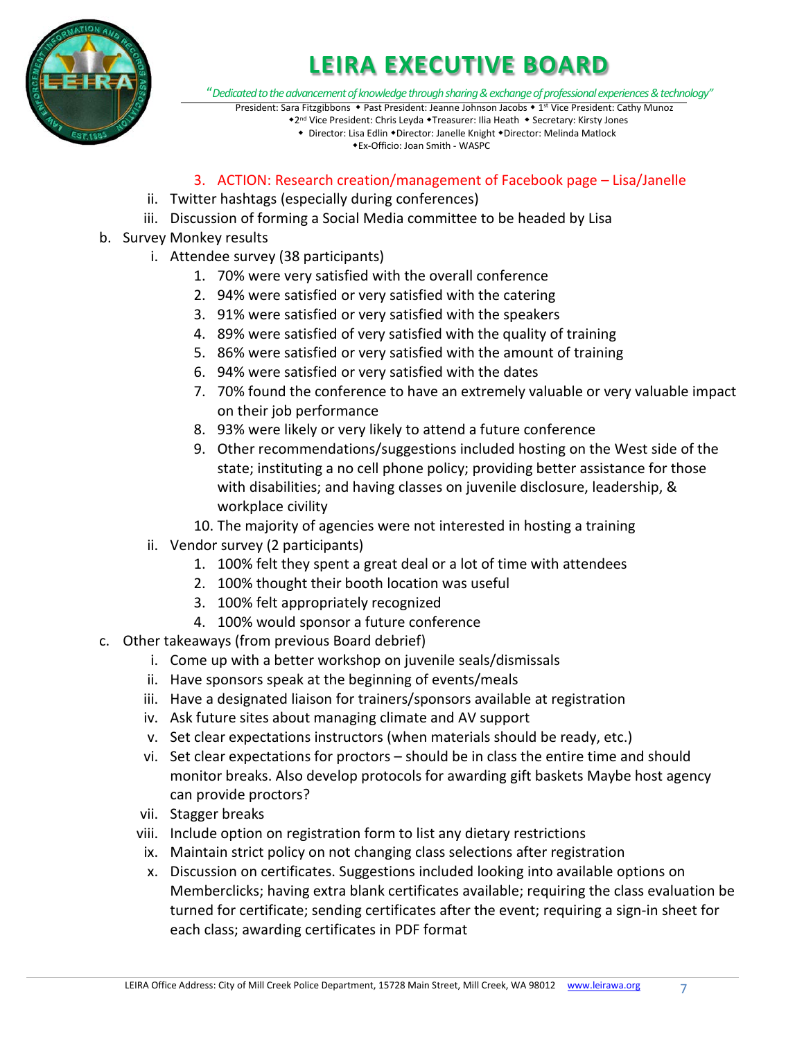3. ACTION: Research creation/management of Facebook page – Lisa/Janelle

ii. Twitter hashtags (especially during conferences)

iii. Discussion of forming a Social Media committee to be headed by Lisa

b. Survey Monkey results

i. Attendee survey (38 participants)

1. 70% were very satisfied with the overall conference
2. 94% were satisfied or very satisfied with the catering
3. 91% were satisfied or very satisfied with the speakers
4. 89% were satisfied of very satisfied with the quality of training
5. 86% were satisfied or very satisfied with the amount of training
6. 94% were satisfied or very satisfied with the dates
7. 70% found the conference to have an extremely valuable or very valuable impact on their job performance
8. 93% were likely or very likely to attend a future conference
9. Other recommendations/suggestions included hosting on the West side of the state; instituting a no cell phone policy; providing better assistance for those with disabilities; and having classes on juvenile disclosure, leadership, & workplace civility
10. The majority of agencies were not interested in hosting a training

ii. Vendor survey (2 participants)

1. 100% felt they spent a great deal or a lot of time with attendees
2. 100% thought their booth location was useful
3. 100% felt appropriately recognized
4. 100% would sponsor a future conference

c. Other takeaways (from previous Board debrief)

i. Come up with a better workshop on juvenile seals/dismissals

ii. Have sponsors speak at the beginning of events/meals

iii. Have a designated liaison for trainers/sponsors available at registration

iv. Ask future sites about managing climate and AV support

v. Set clear expectations instructors (when materials should be ready, etc.)

vi. Set clear expectations for proctors – should be in class the entire time and should monitor breaks. Also develop protocols for awarding gift baskets Maybe host agency can provide proctors?

vii. Stagger breaks

viii. Include option on registration form to list any dietary restrictions

ix. Maintain strict policy on not changing class selections after registration

x. Discussion on certificates. Suggestions included looking into available options on Memberclicks; having extra blank certificates available; requiring the class evaluation be turned for certificate; sending certificates after the event; requiring a sign-in sheet for each class; awarding certificates in PDF format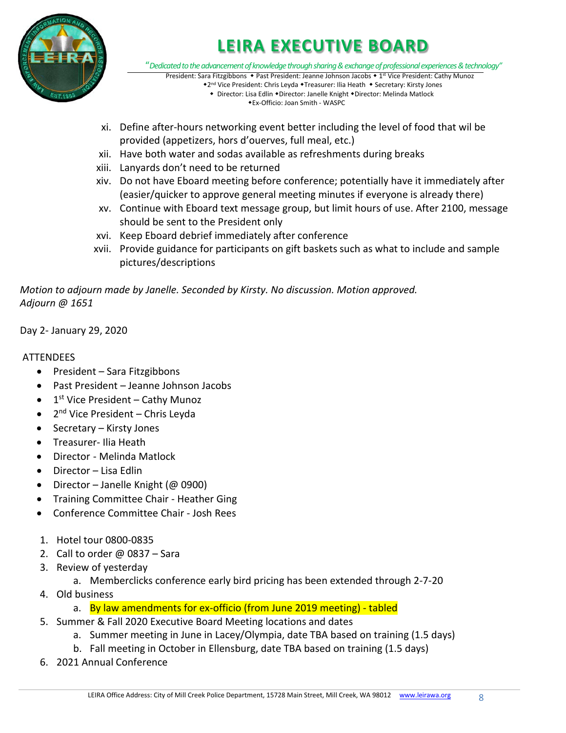xi. Define after-hours networking event better including the level of food that wil be provided (appetizers, hors d'ouerves, full meal, etc.)

xii. Have both water and sodas available as refreshments during breaks

xiii. Lanyards don't need to be returned

xiv. Do not have Eboard meeting before conference; potentially have it immediately after (easier/quicker to approve general meeting minutes if everyone is already there)

xv. Continue with Eboard text message group, but limit hours of use. After 2100, message should be sent to the President only

xvi. Keep Eboard debrief immediately after conference

xvii. Provide guidance for participants on gift baskets such as what to include and sample pictures/descriptions

*Motion to adjourn made by Janelle. Seconded by Kirsty. No discussion. Motion approved.*
*Adjourn @ 1651*

Day 2- January 29, 2020

ATTENDEES

- President – Sara Fitzgibbons
- Past President – Jeanne Johnson Jacobs
- 1st Vice President – Cathy Munoz
- 2nd Vice President – Chris Leyda
- Secretary – Kirsty Jones
- Treasurer- Ilia Heath
- Director - Melinda Matlock
- Director – Lisa Edlin
- Director – Janelle Knight (@ 0900)
- Training Committee Chair - Heather Ging
- Conference Committee Chair - Josh Rees

1. Hotel tour 0800-0835
2. Call to order @ 0837 – Sara
3. Review of yesterday
   a. Memberclicks conference early bird pricing has been extended through 2-7-20
4. Old business
   a. By law amendments for ex-officio (from June 2019 meeting) - tabled
5. Summer & Fall 2020 Executive Board Meeting locations and dates
   a. Summer meeting in June in Lacey/Olympia, date TBA based on training (1.5 days)
   b. Fall meeting in October in Ellensburg, date TBA based on training (1.5 days)
6. 2021 Annual Conference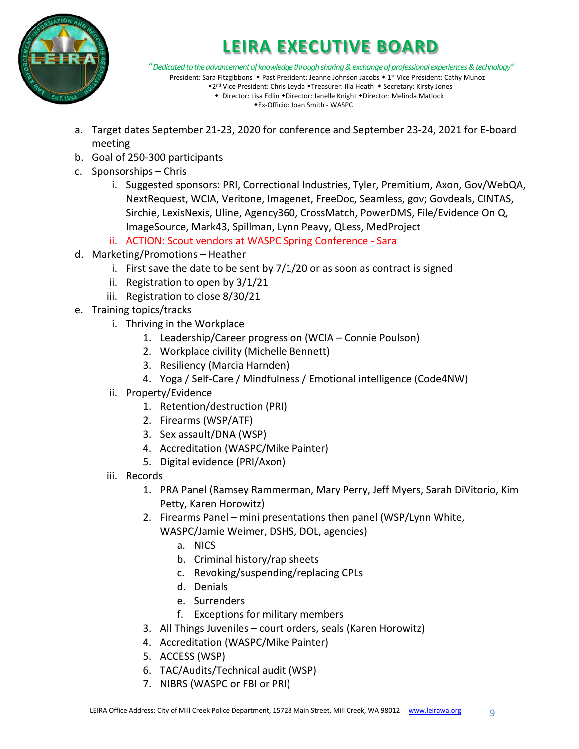# LEIRA EXECUTIVE BOARD

*"Dedicated to the advancement of knowledge through sharing & exchange of professional experiences & technology"*

President: Sara Fitzgibbons ◆ Past President: Jeanne Johnson Jacobs ◆ 1st Vice President: Cathy Munoz
◆2nd Vice President: Chris Leyda ◆Treasurer: Ilia Heath ◆ Secretary: Kirsty Jones
◆ Director: Lisa Edlin ◆Director: Janelle Knight ◆Director: Melinda Matlock
◆Ex-Officio: Joan Smith - WASPC

a. Target dates September 21-23, 2020 for conference and September 23-24, 2021 for E-board meeting
b. Goal of 250-300 participants
c. Sponsorships – Chris
    i. Suggested sponsors: PRI, Correctional Industries, Tyler, Premitium, Axon, Gov/WebQA, NextRequest, WCIA, Veritone, Imagenet, FreeDoc, Seamless, gov; Govdeals, CINTAS, Sirchie, LexisNexis, Uline, Agency360, CrossMatch, PowerDMS, File/Evidence On Q, ImageSource, Mark43, Spillman, Lynn Peavy, QLess, MedProject
    ii. ACTION: Scout vendors at WASPC Spring Conference - Sara
d. Marketing/Promotions – Heather
    i. First save the date to be sent by 7/1/20 or as soon as contract is signed
    ii. Registration to open by 3/1/21
    iii. Registration to close 8/30/21
e. Training topics/tracks
    i. Thriving in the Workplace
        1. Leadership/Career progression (WCIA – Connie Poulson)
        2. Workplace civility (Michelle Bennett)
        3. Resiliency (Marcia Harnden)
        4. Yoga / Self-Care / Mindfulness / Emotional intelligence (Code4NW)
    ii. Property/Evidence
        1. Retention/destruction (PRI)
        2. Firearms (WSP/ATF)
        3. Sex assault/DNA (WSP)
        4. Accreditation (WASPC/Mike Painter)
        5. Digital evidence (PRI/Axon)
    iii. Records
        1. PRA Panel (Ramsey Rammerman, Mary Perry, Jeff Myers, Sarah DiVitorio, Kim Petty, Karen Horowitz)
        2. Firearms Panel – mini presentations then panel (WSP/Lynn White, WASPC/Jamie Weimer, DSHS, DOL, agencies)
            a. NICS
            b. Criminal history/rap sheets
            c. Revoking/suspending/replacing CPLs
            d. Denials
            e. Surrenders
            f. Exceptions for military members
        3. All Things Juveniles – court orders, seals (Karen Horowitz)
        4. Accreditation (WASPC/Mike Painter)
        5. ACCESS (WSP)
        6. TAC/Audits/Technical audit (WSP)
        7. NIBRS (WASPC or FBI or PRI)

LEIRA Office Address: City of Mill Creek Police Department, 15728 Main Street, Mill Creek, WA 98012 www.leirawa.org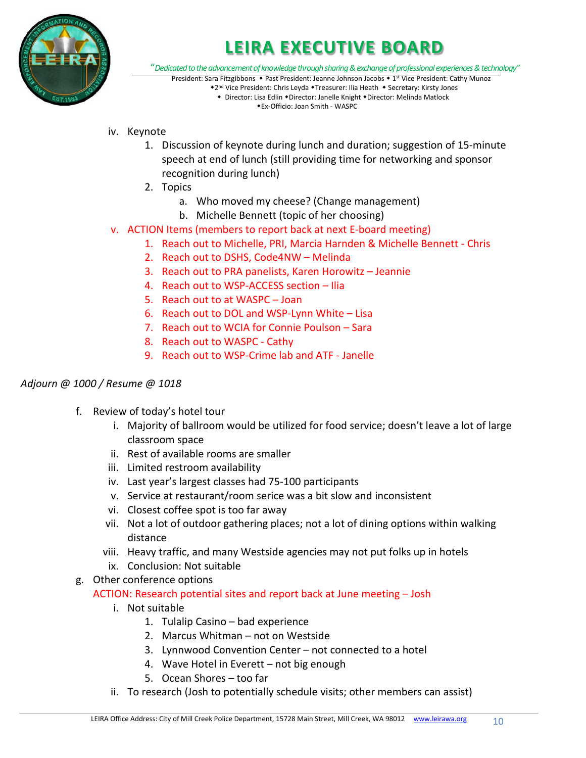iv. Keynote
   1. Discussion of keynote during lunch and duration; suggestion of 15-minute speech at end of lunch (still providing time for networking and sponsor recognition during lunch)
   2. Topics
      a. Who moved my cheese? (Change management)
      b. Michelle Bennett (topic of her choosing)

v. ACTION Items (members to report back at next E-board meeting)
   1. Reach out to Michelle, PRI, Marcia Harnden & Michelle Bennett - Chris
   2. Reach out to DSHS, Code4NW – Melinda
   3. Reach out to PRA panelists, Karen Horowitz – Jeannie
   4. Reach out to WSP-ACCESS section – Ilia
   5. Reach out to at WASPC – Joan
   6. Reach out to DOL and WSP-Lynn White – Lisa
   7. Reach out to WCIA for Connie Poulson – Sara
   8. Reach out to WASPC - Cathy
   9. Reach out to WSP-Crime lab and ATF - Janelle

*Adjourn @ 1000 / Resume @ 1018*

f. Review of today's hotel tour
   i. Majority of ballroom would be utilized for food service; doesn't leave a lot of large classroom space
   ii. Rest of available rooms are smaller
   iii. Limited restroom availability
   iv. Last year's largest classes had 75-100 participants
   v. Service at restaurant/room serice was a bit slow and inconsistent
   vi. Closest coffee spot is too far away
   vii. Not a lot of outdoor gathering places; not a lot of dining options within walking distance
   viii. Heavy traffic, and many Westside agencies may not put folks up in hotels
   ix. Conclusion: Not suitable

g. Other conference options

   ACTION: Research potential sites and report back at June meeting – Josh

   i. Not suitable
      1. Tulalip Casino – bad experience
      2. Marcus Whitman – not on Westside
      3. Lynnwood Convention Center – not connected to a hotel
      4. Wave Hotel in Everett – not big enough
      5. Ocean Shores – too far
   ii. To research (Josh to potentially schedule visits; other members can assist)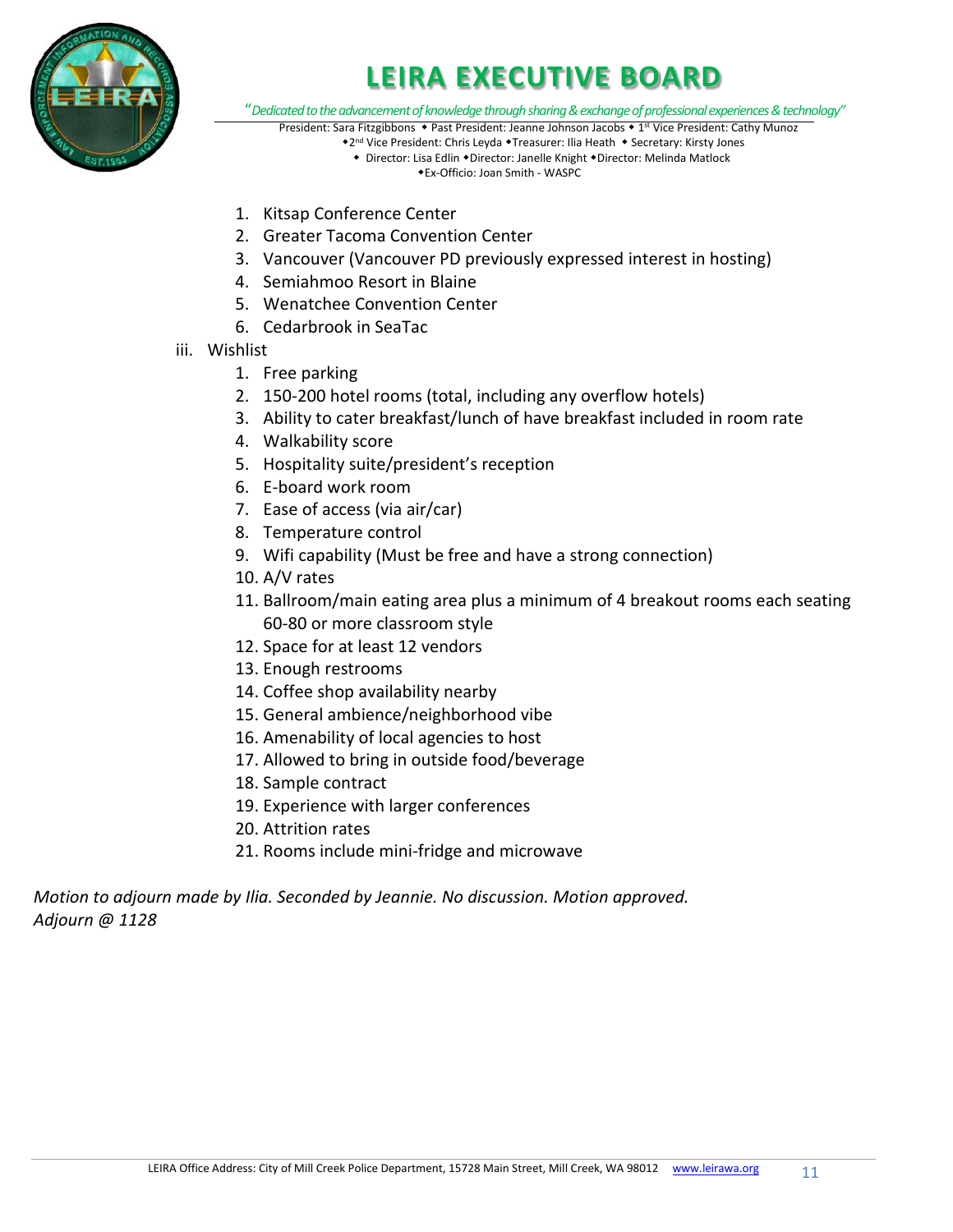1. Kitsap Conference Center
2. Greater Tacoma Convention Center
3. Vancouver (Vancouver PD previously expressed interest in hosting)
4. Semiahmoo Resort in Blaine
5. Wenatchee Convention Center
6. Cedarbrook in SeaTac

iii. Wishlist

1. Free parking
2. 150-200 hotel rooms (total, including any overflow hotels)
3. Ability to cater breakfast/lunch of have breakfast included in room rate
4. Walkability score
5. Hospitality suite/president's reception
6. E-board work room
7. Ease of access (via air/car)
8. Temperature control
9. Wifi capability (Must be free and have a strong connection)
10. A/V rates
11. Ballroom/main eating area plus a minimum of 4 breakout rooms each seating 60-80 or more classroom style
12. Space for at least 12 vendors
13. Enough restrooms
14. Coffee shop availability nearby
15. General ambience/neighborhood vibe
16. Amenability of local agencies to host
17. Allowed to bring in outside food/beverage
18. Sample contract
19. Experience with larger conferences
20. Attrition rates
21. Rooms include mini-fridge and microwave

*Motion to adjourn made by Ilia. Seconded by Jeannie. No discussion. Motion approved.*
*Adjourn @ 1128*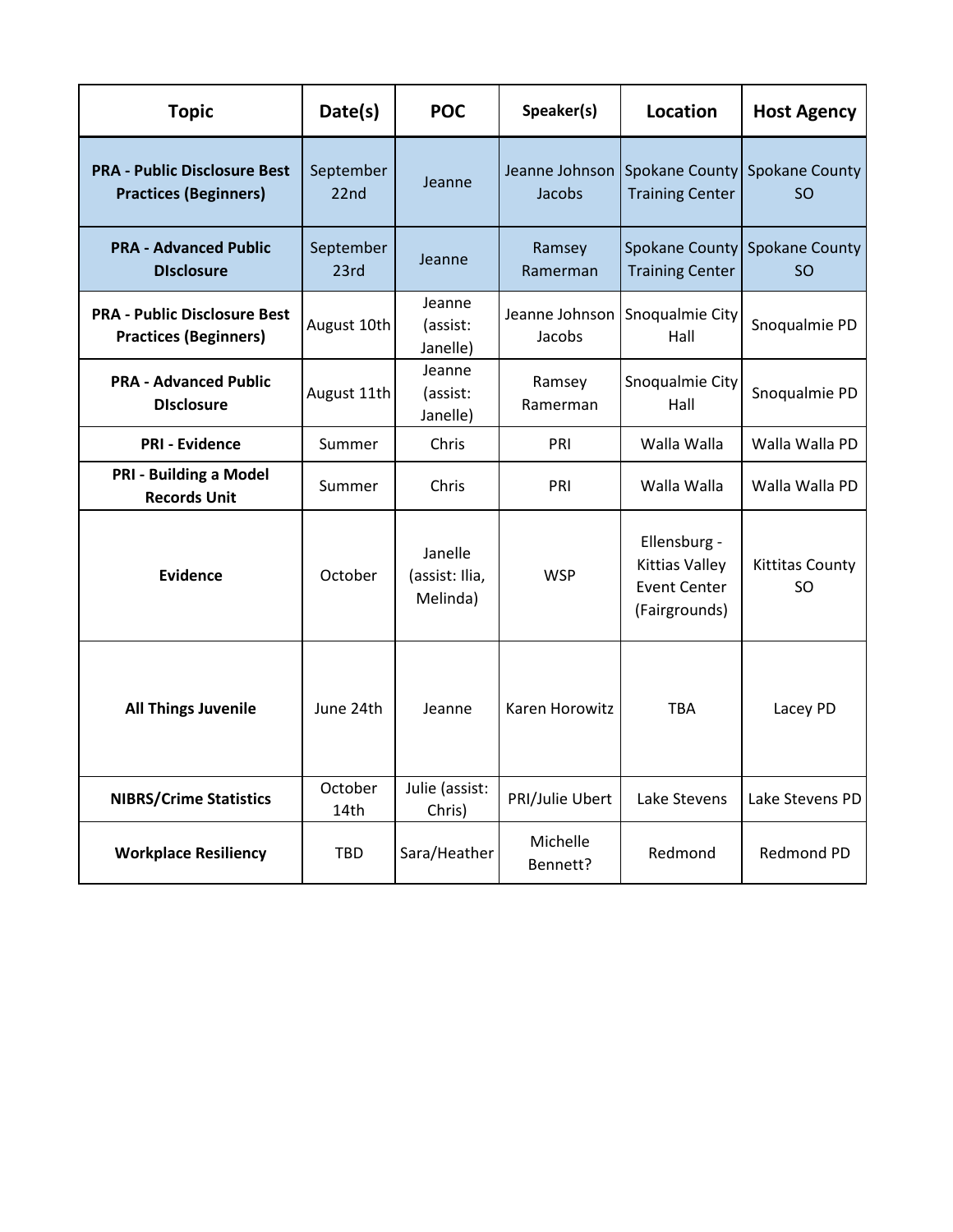| Topic | Date(s) | POC | Speaker(s) | Location | Host Agency |
|---|---|---|---|---|---|
| **PRA - Public Disclosure Best Practices (Beginners)** | September 22nd | Jeanne | Jeanne Johnson Jacobs | Spokane County Training Center | Spokane County SO |
| **PRA - Advanced Public DIsclosure** | September 23rd | Jeanne | Ramsey Ramerman | Spokane County Training Center | Spokane County SO |
| **PRA - Public Disclosure Best Practices (Beginners)** | August 10th | Jeanne (assist: Janelle) | Jeanne Johnson Jacobs | Snoqualmie City Hall | Snoqualmie PD |
| **PRA - Advanced Public DIsclosure** | August 11th | Jeanne (assist: Janelle) | Ramsey Ramerman | Snoqualmie City Hall | Snoqualmie PD |
| **PRI - Evidence** | Summer | Chris | PRI | Walla Walla | Walla Walla PD |
| **PRI - Building a Model Records Unit** | Summer | Chris | PRI | Walla Walla | Walla Walla PD |
| **Evidence** | October | Janelle (assist: Ilia, Melinda) | WSP | Ellensburg - Kittias Valley Event Center (Fairgrounds) | Kittitas County SO |
| **All Things Juvenile** | June 24th | Jeanne | Karen Horowitz | TBA | Lacey PD |
| **NIBRS/Crime Statistics** | October 14th | Julie (assist: Chris) | PRI/Julie Ubert | Lake Stevens | Lake Stevens PD |
| **Workplace Resiliency** | TBD | Sara/Heather | Michelle Bennett? | Redmond | Redmond PD |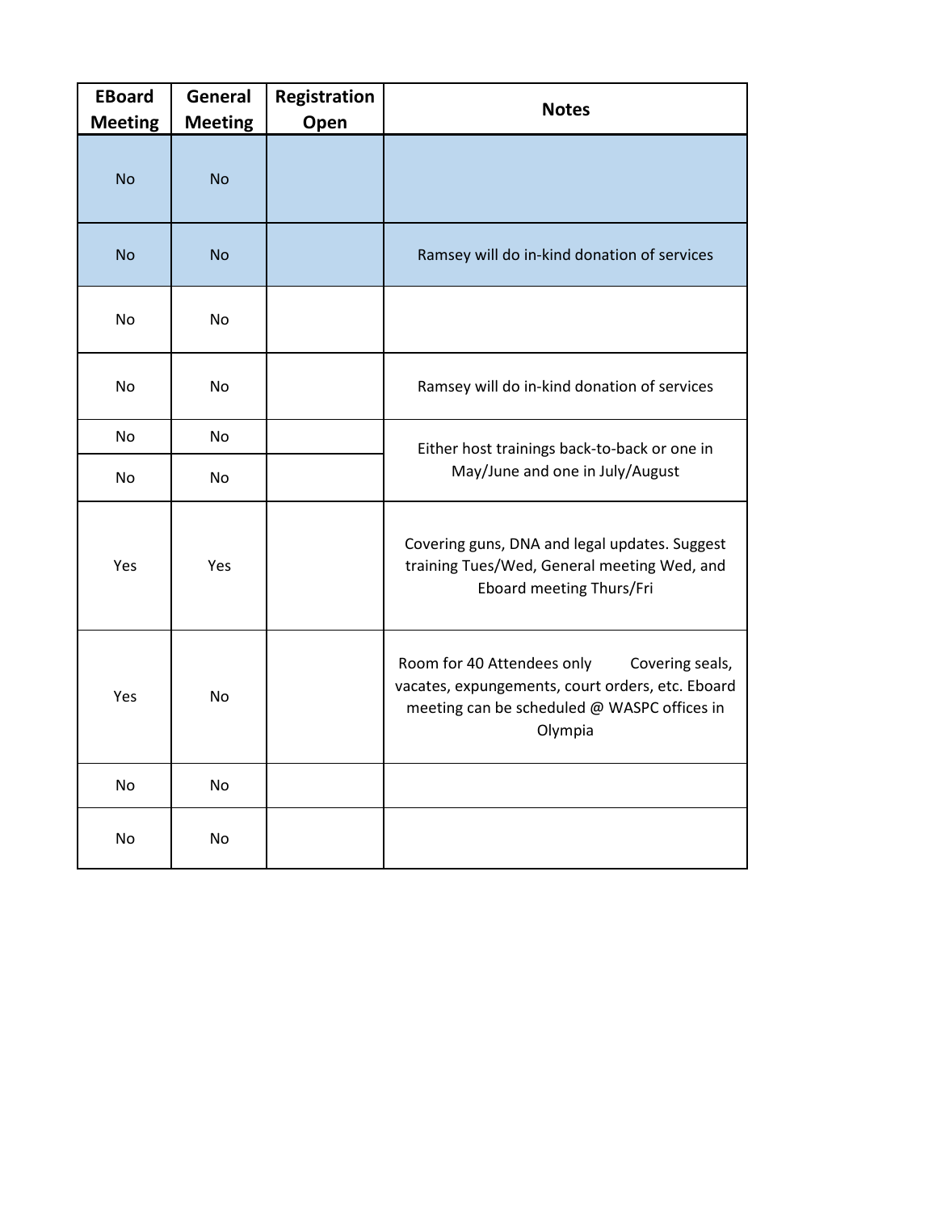| EBoard Meeting | General Meeting | Registration Open | Notes |
|---|---|---|---|
| No | No | | |
| No | No | | Ramsey will do in-kind donation of services |
| No | No | | |
| No | No | | Ramsey will do in-kind donation of services |
| No | No | | Either host trainings back-to-back or one in May/June and one in July/August |
| No | No | | |
| Yes | Yes | | Covering guns, DNA and legal updates. Suggest training Tues/Wed, General meeting Wed, and Eboard meeting Thurs/Fri |
| Yes | No | | Room for 40 Attendees only Covering seals, vacates, expungements, court orders, etc. Eboard meeting can be scheduled @ WASPC offices in Olympia |
| No | No | | |
| No | No | | |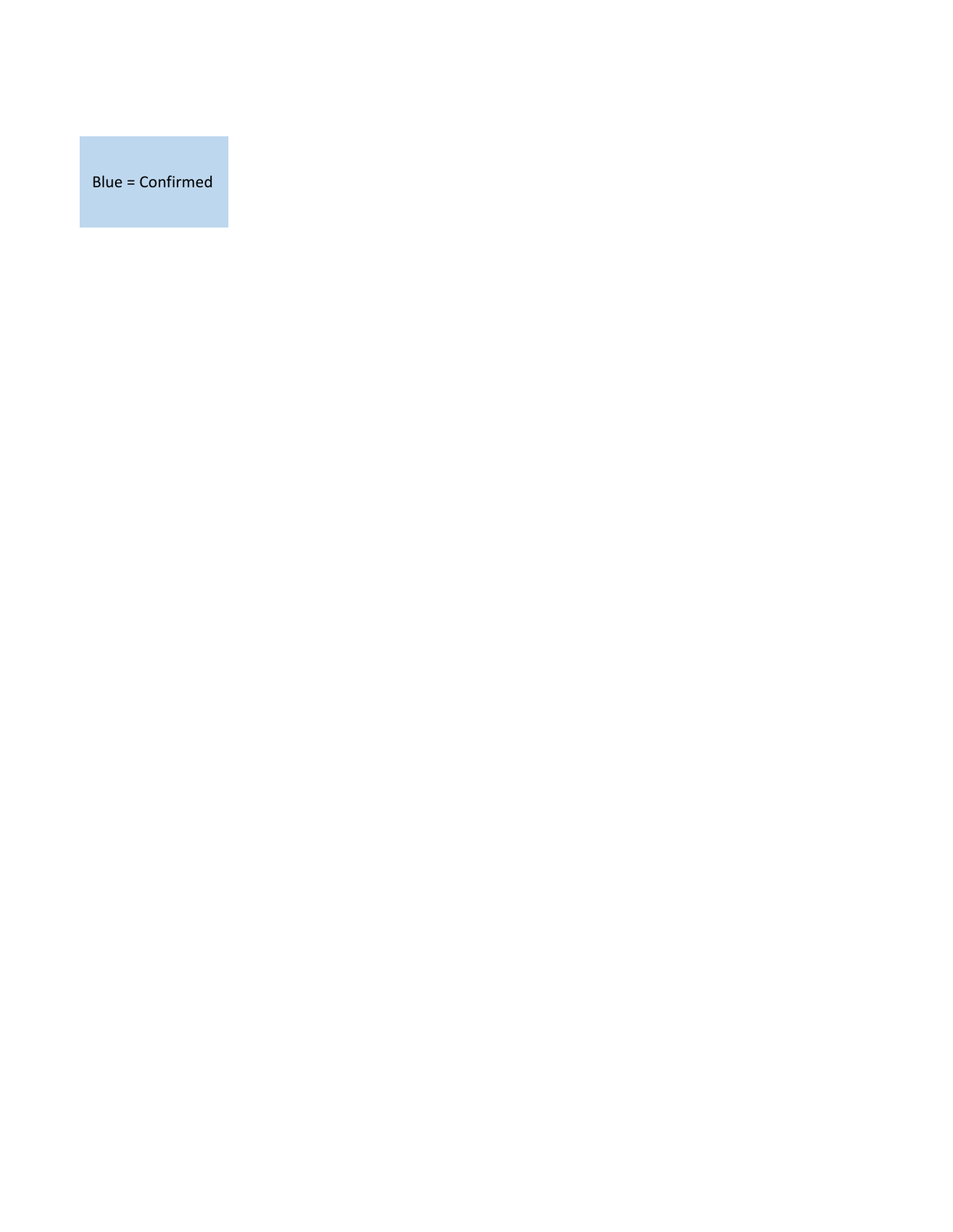Blue = Confirmed